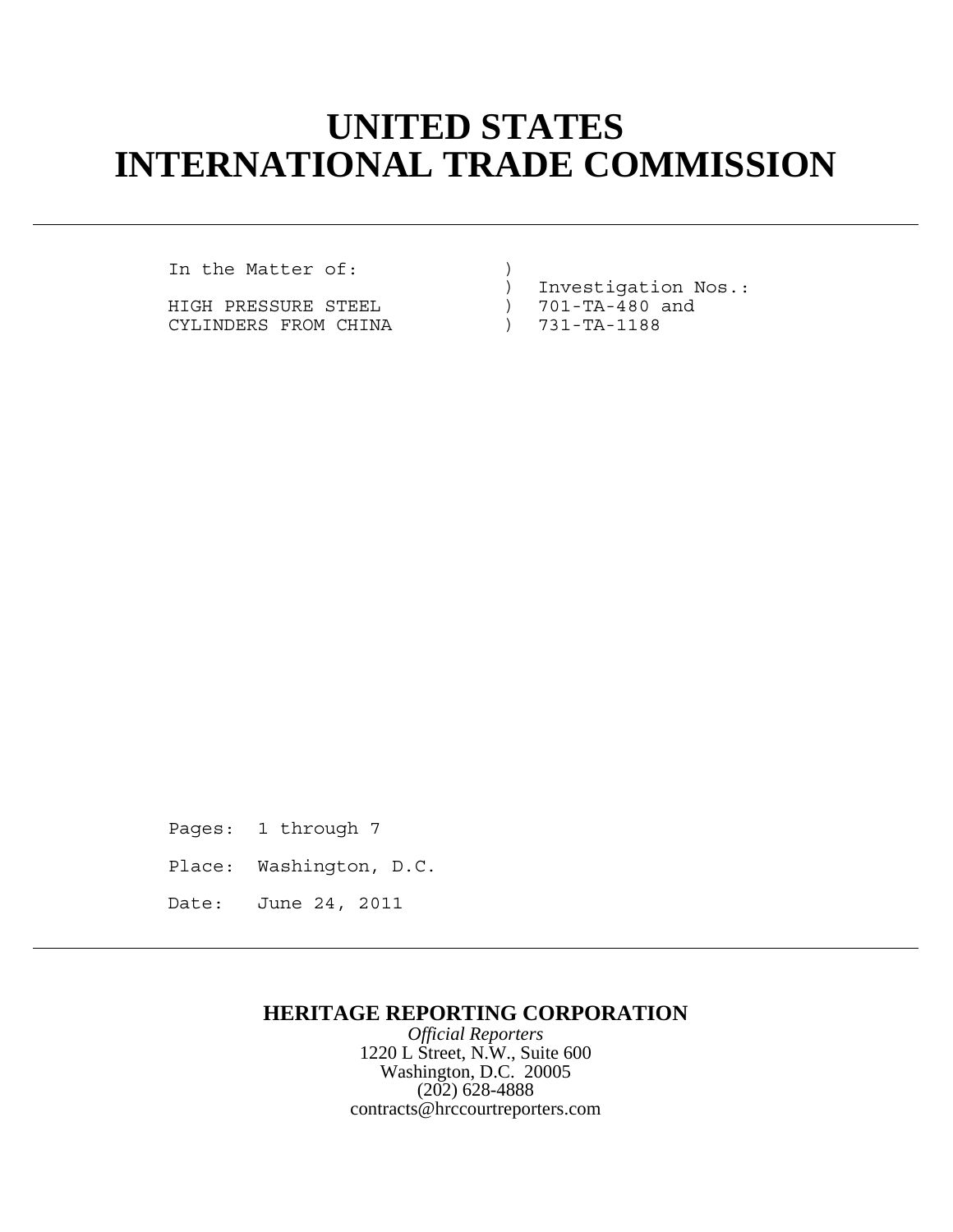# UNITED STATES
# INTERNATIONAL TRADE COMMISSION

---

In the Matter of: )
) Investigation Nos.:
HIGH PRESSURE STEEL ) 701-TA-480 and
CYLINDERS FROM CHINA ) 731-TA-1188

Pages: 1 through 7

Place: Washington, D.C.

Date: June 24, 2011

---

**HERITAGE REPORTING CORPORATION**

*Official Reporters*

1220 L Street, N.W., Suite 600

Washington, D.C. 20005

(202) 628-4888

contracts@hrccourtreporters.com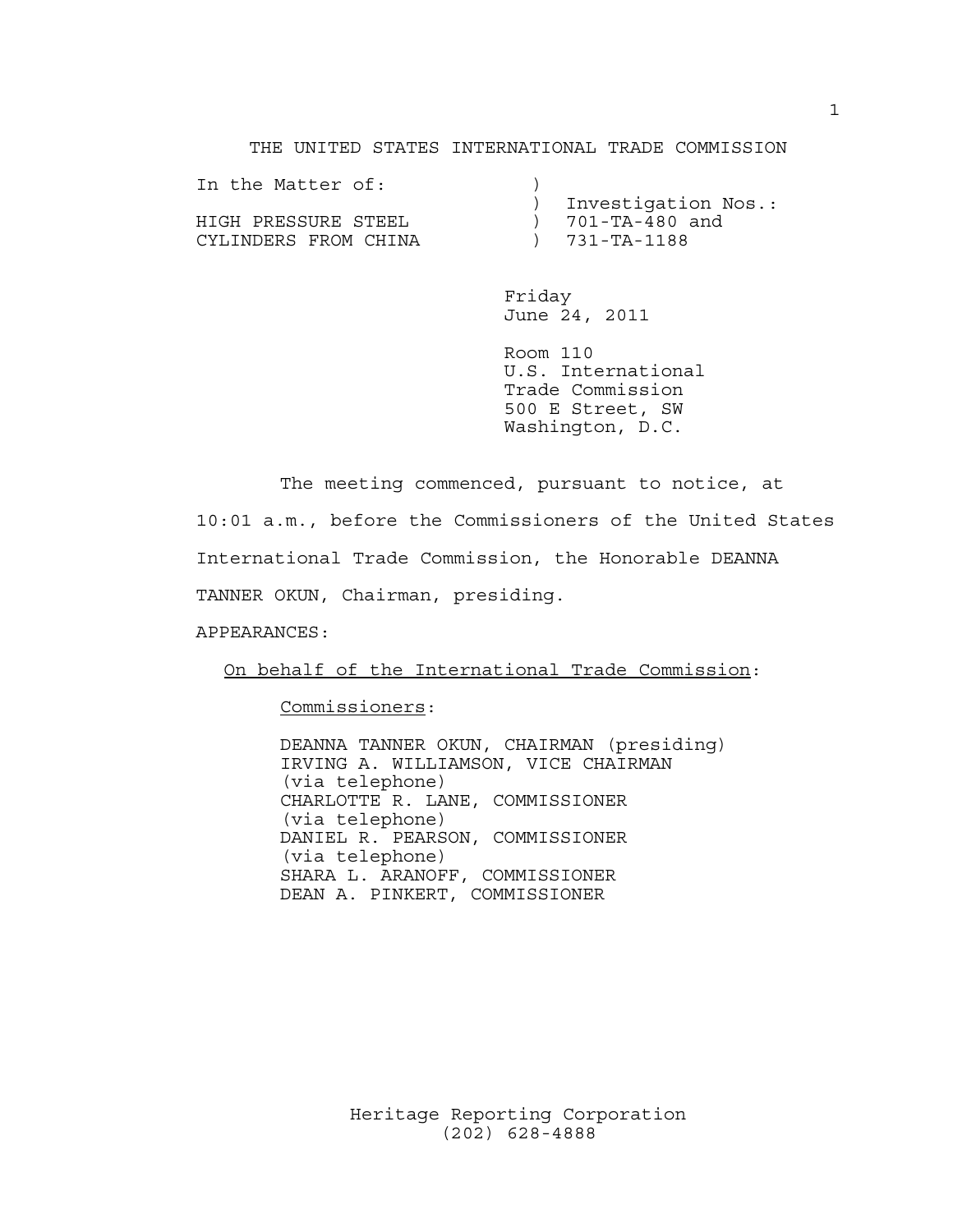THE UNITED STATES INTERNATIONAL TRADE COMMISSION

| | |
|---|---|
| In the Matter of: | ) |
| | ) Investigation Nos.: |
| HIGH PRESSURE STEEL | ) 701-TA-480 and |
| CYLINDERS FROM CHINA | ) 731-TA-1188 |

Friday
June 24, 2011

Room 110
U.S. International
Trade Commission
500 E Street, SW
Washington, D.C.

The meeting commenced, pursuant to notice, at 10:01 a.m., before the Commissioners of the United States International Trade Commission, the Honorable DEANNA TANNER OKUN, Chairman, presiding.

APPEARANCES:

On behalf of the International Trade Commission:

Commissioners:

DEANNA TANNER OKUN, CHAIRMAN (presiding)
IRVING A. WILLIAMSON, VICE CHAIRMAN (via telephone)
CHARLOTTE R. LANE, COMMISSIONER (via telephone)
DANIEL R. PEARSON, COMMISSIONER (via telephone)
SHARA L. ARANOFF, COMMISSIONER
DEAN A. PINKERT, COMMISSIONER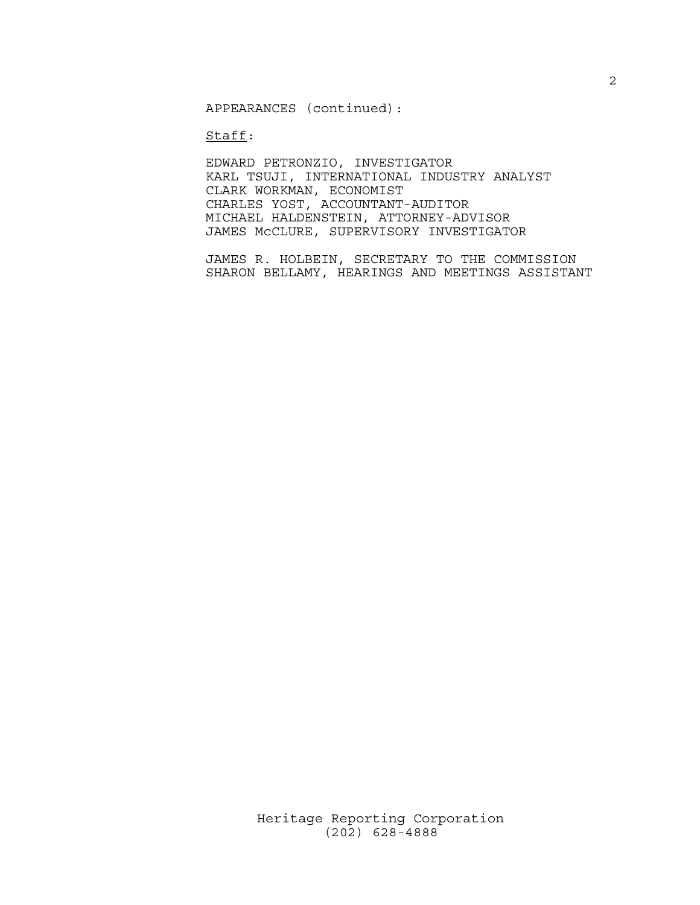APPEARANCES (continued):

Staff:

EDWARD PETRONZIO, INVESTIGATOR
KARL TSUJI, INTERNATIONAL INDUSTRY ANALYST
CLARK WORKMAN, ECONOMIST
CHARLES YOST, ACCOUNTANT-AUDITOR
MICHAEL HALDENSTEIN, ATTORNEY-ADVISOR
JAMES McCLURE, SUPERVISORY INVESTIGATOR

JAMES R. HOLBEIN, SECRETARY TO THE COMMISSION
SHARON BELLAMY, HEARINGS AND MEETINGS ASSISTANT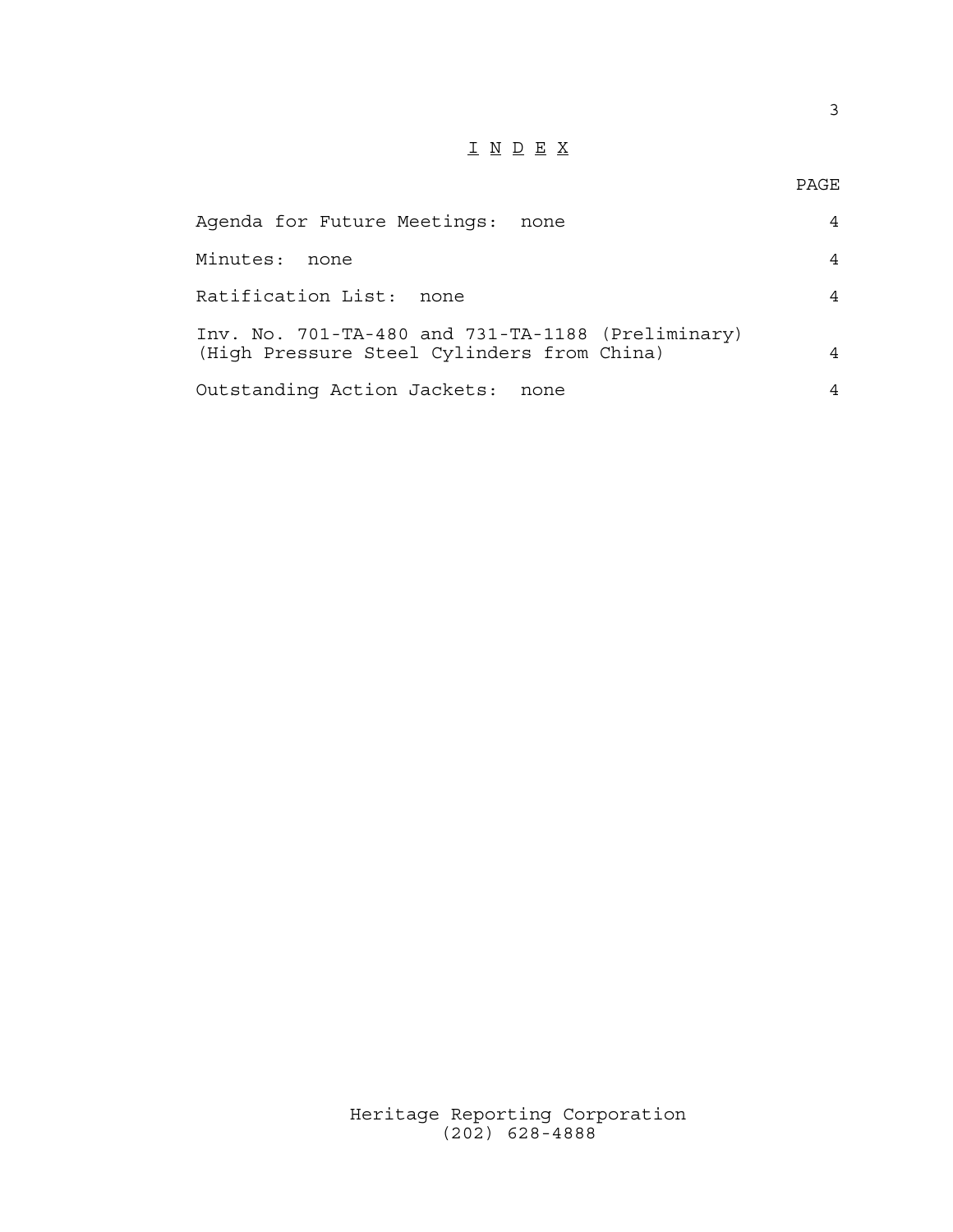# I N D E X

| | PAGE |
|---|---|
| Agenda for Future Meetings: none | 4 |
| Minutes: none | 4 |
| Ratification List: none | 4 |
| Inv. No. 701-TA-480 and 731-TA-1188 (Preliminary) (High Pressure Steel Cylinders from China) | 4 |
| Outstanding Action Jackets: none | 4 |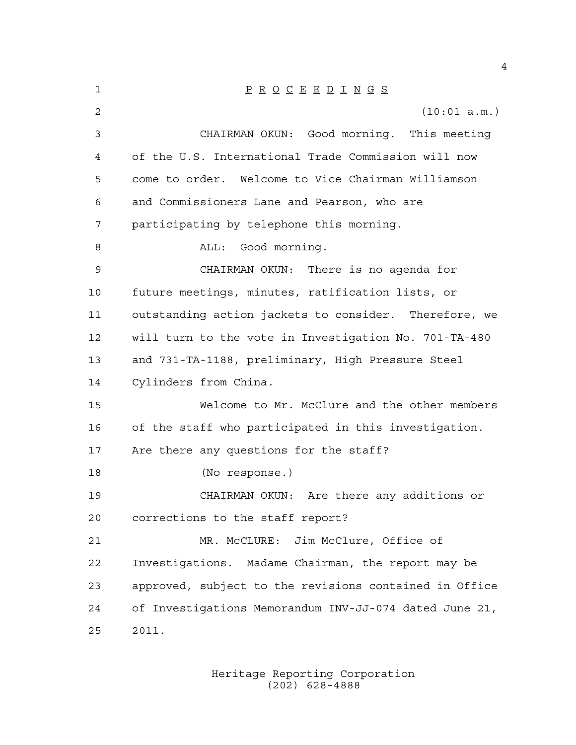P R O C E E D I N G S

(10:01 a.m.)

CHAIRMAN OKUN: Good morning. This meeting of the U.S. International Trade Commission will now come to order. Welcome to Vice Chairman Williamson and Commissioners Lane and Pearson, who are participating by telephone this morning.

ALL: Good morning.

CHAIRMAN OKUN: There is no agenda for future meetings, minutes, ratification lists, or outstanding action jackets to consider. Therefore, we will turn to the vote in Investigation No. 701-TA-480 and 731-TA-1188, preliminary, High Pressure Steel Cylinders from China.

Welcome to Mr. McClure and the other members of the staff who participated in this investigation. Are there any questions for the staff?

(No response.)

CHAIRMAN OKUN: Are there any additions or corrections to the staff report?

MR. McCLURE: Jim McClure, Office of Investigations. Madame Chairman, the report may be approved, subject to the revisions contained in Office of Investigations Memorandum INV-JJ-074 dated June 21, 2011.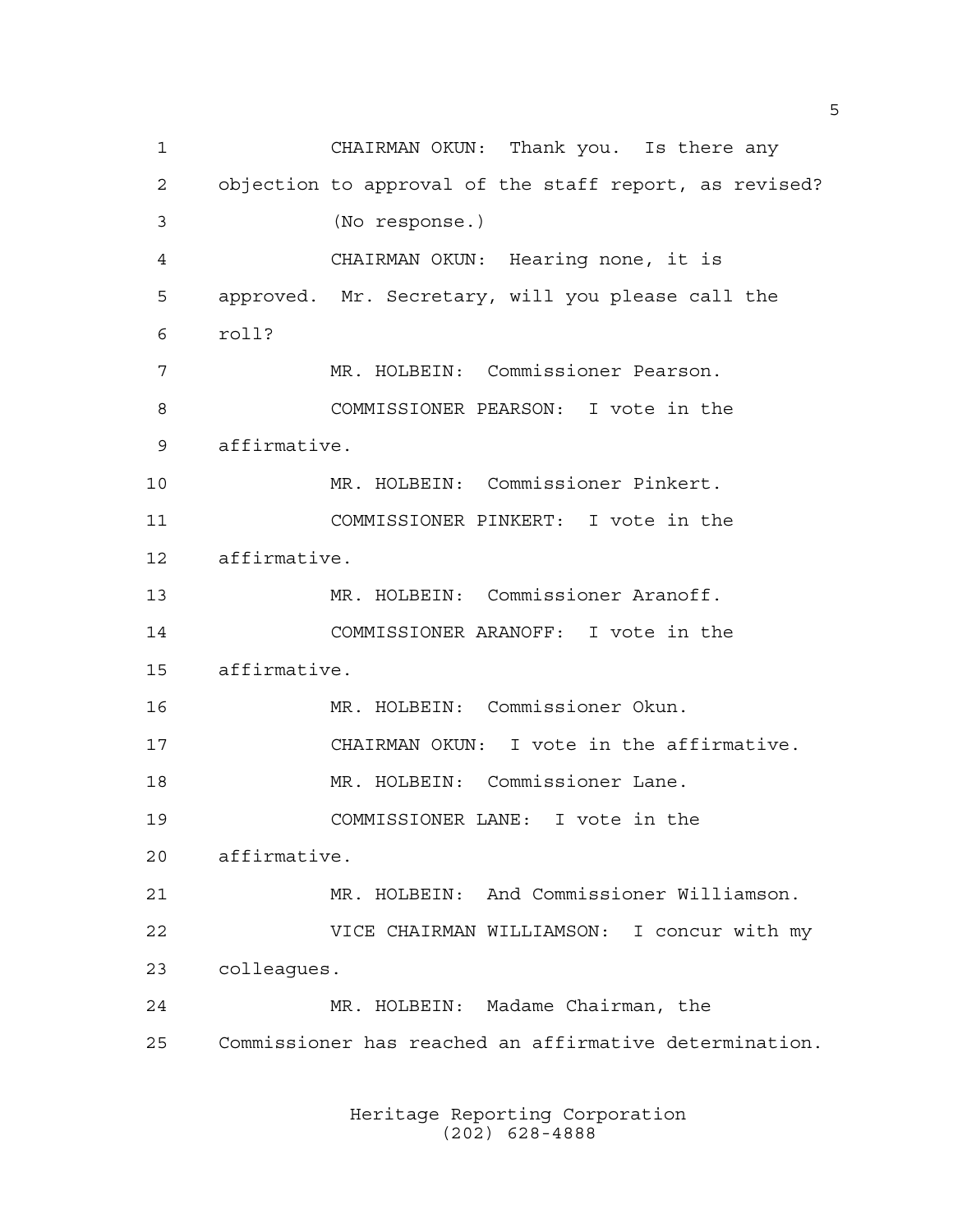CHAIRMAN OKUN: Thank you. Is there any objection to approval of the staff report, as revised?

(No response.)

CHAIRMAN OKUN: Hearing none, it is approved. Mr. Secretary, will you please call the roll?

MR. HOLBEIN: Commissioner Pearson.

COMMISSIONER PEARSON: I vote in the affirmative.

MR. HOLBEIN: Commissioner Pinkert.

COMMISSIONER PINKERT: I vote in the affirmative.

MR. HOLBEIN: Commissioner Aranoff.

COMMISSIONER ARANOFF: I vote in the affirmative.

MR. HOLBEIN: Commissioner Okun.

CHAIRMAN OKUN: I vote in the affirmative.

MR. HOLBEIN: Commissioner Lane.

COMMISSIONER LANE: I vote in the affirmative.

MR. HOLBEIN: And Commissioner Williamson.

VICE CHAIRMAN WILLIAMSON: I concur with my colleagues.

MR. HOLBEIN: Madame Chairman, the Commissioner has reached an affirmative determination.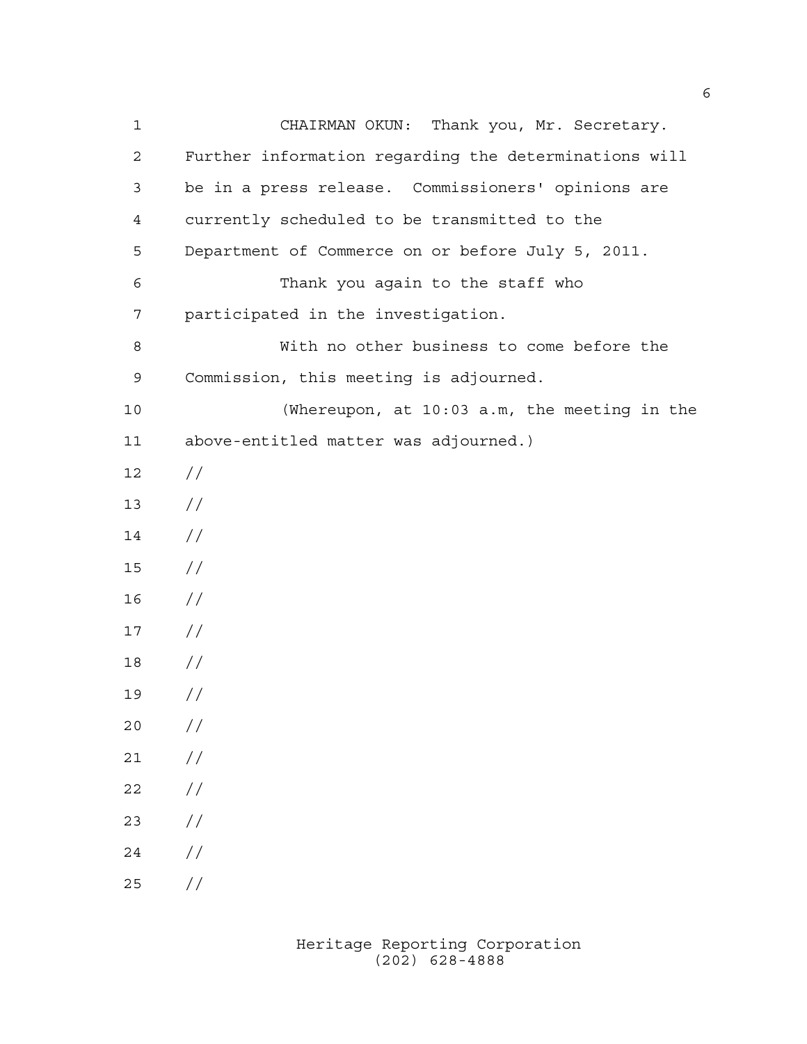CHAIRMAN OKUN: Thank you, Mr. Secretary. Further information regarding the determinations will be in a press release. Commissioners' opinions are currently scheduled to be transmitted to the Department of Commerce on or before July 5, 2011.

Thank you again to the staff who participated in the investigation.

With no other business to come before the Commission, this meeting is adjourned.

(Whereupon, at 10:03 a.m, the meeting in the above-entitled matter was adjourned.)

//

//

//

//

//

//

//

//

//

//

//

//

//

//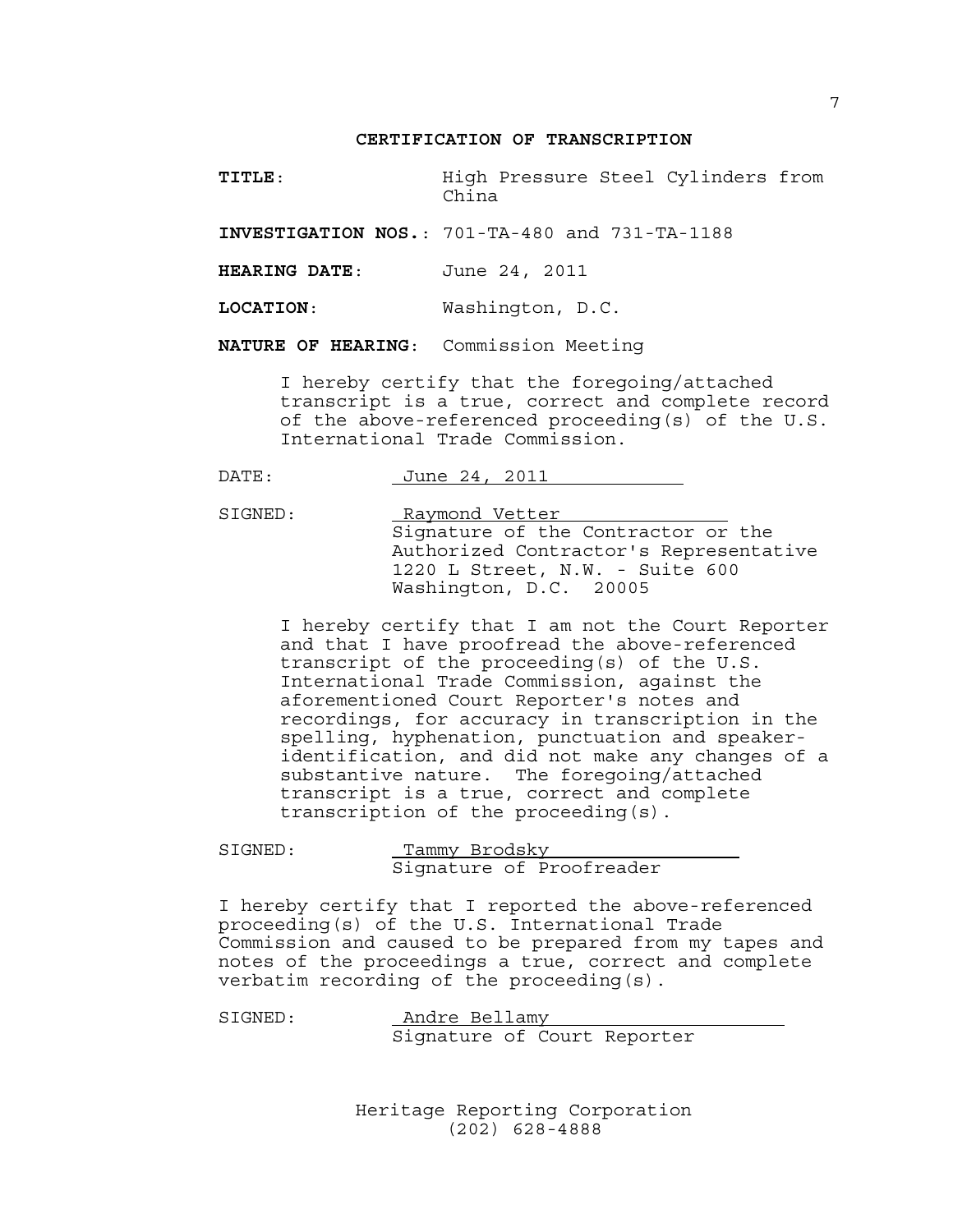**CERTIFICATION OF TRANSCRIPTION**

**TITLE**: High Pressure Steel Cylinders from China

**INVESTIGATION NOS.**: 701-TA-480 and 731-TA-1188

**HEARING DATE**: June 24, 2011

**LOCATION**: Washington, D.C.

**NATURE OF HEARING**: Commission Meeting

I hereby certify that the foregoing/attached transcript is a true, correct and complete record of the above-referenced proceeding(s) of the U.S. International Trade Commission.

DATE: June 24, 2011

SIGNED: Raymond Vetter
Signature of the Contractor or the Authorized Contractor's Representative
1220 L Street, N.W. - Suite 600
Washington, D.C. 20005

I hereby certify that I am not the Court Reporter and that I have proofread the above-referenced transcript of the proceeding(s) of the U.S. International Trade Commission, against the aforementioned Court Reporter's notes and recordings, for accuracy in transcription in the spelling, hyphenation, punctuation and speaker-identification, and did not make any changes of a substantive nature. The foregoing/attached transcript is a true, correct and complete transcription of the proceeding(s).

SIGNED: Tammy Brodsky
Signature of Proofreader

I hereby certify that I reported the above-referenced proceeding(s) of the U.S. International Trade Commission and caused to be prepared from my tapes and notes of the proceedings a true, correct and complete verbatim recording of the proceeding(s).

SIGNED: Andre Bellamy
Signature of Court Reporter